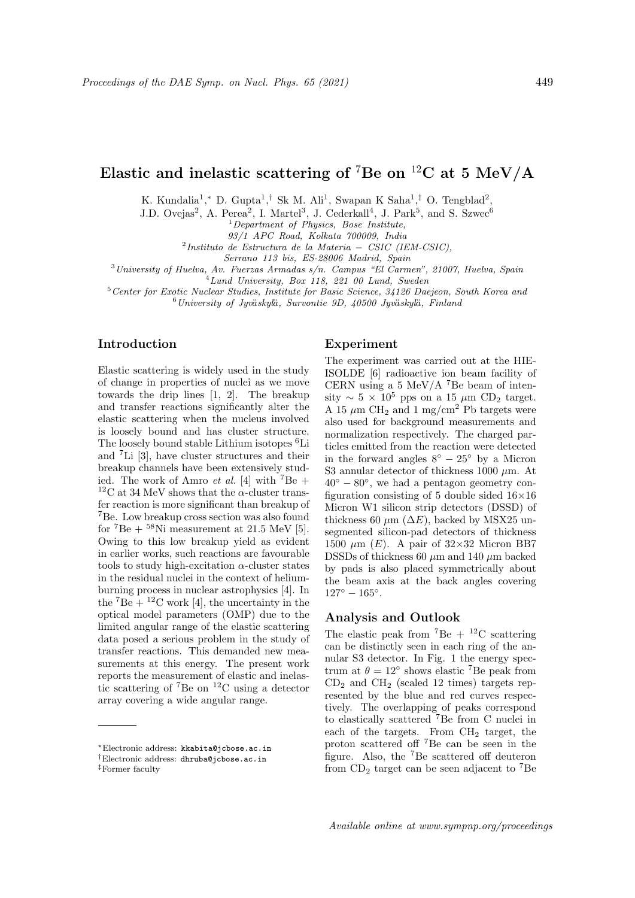# Elastic and inelastic scattering of $^{7}$Be on $^{12}$C at 5 MeV/A

K. Kundalia[1],* D. Gupta[1],† Sk M. Ali[1], Swapan K Saha[1],‡ O. Tengblad[2], J.D. Ovejas[2], A. Perea[2], I. Martel[3], J. Cederkall[4], J. Park[5], and S. Szwec[6]

[1] *Department of Physics, Bose Institute, 93/1 APC Road, Kolkata 700009, India*
[2] *Instituto de Estructura de la Materia – CSIC (IEM-CSIC), Serrano 113 bis, ES-28006 Madrid, Spain*
[3] *University of Huelva, Av. Fuerzas Armadas s/n. Campus "El Carmen", 21007, Huelva, Spain*
[4] *Lund University, Box 118, 221 00 Lund, Sweden*
[5] *Center for Exotic Nuclear Studies, Institute for Basic Science, 34126 Daejeon, South Korea and*
[6] *University of Jyväskylä, Survontie 9D, 40500 Jyväskylä, Finland*

## Introduction

Elastic scattering is widely used in the study of change in properties of nuclei as we move towards the drip lines [1, 2]. The breakup and transfer reactions significantly alter the elastic scattering when the nucleus involved is loosely bound and has cluster structure. The loosely bound stable Lithium isotopes $^{6}$Li and $^{7}$Li [3], have cluster structures and their breakup channels have been extensively studied. The work of Amro *et al.* [4] with $^{7}$Be + $^{12}$C at 34 MeV shows that the $\alpha$-cluster transfer reaction is more significant than breakup of $^{7}$Be. Low breakup cross section was also found for $^{7}$Be + $^{58}$Ni measurement at 21.5 MeV [5]. Owing to this low breakup yield as evident in earlier works, such reactions are favourable tools to study high-excitation $\alpha$-cluster states in the residual nuclei in the context of helium-burning process in nuclear astrophysics [4]. In the $^{7}$Be + $^{12}$C work [4], the uncertainty in the optical model parameters (OMP) due to the limited angular range of the elastic scattering data posed a serious problem in the study of transfer reactions. This demanded new measurements at this energy. The present work reports the measurement of elastic and inelastic scattering of $^{7}$Be on $^{12}$C using a detector array covering a wide angular range.

## Experiment

The experiment was carried out at the HIE-ISOLDE [6] radioactive ion beam facility of CERN using a 5 MeV/A $^{7}$Be beam of intensity $\sim 5 \times 10^{5}$ pps on a 15 $\mu$m $CD_2$ target. A 15 $\mu$m $CH_2$ and 1 mg/cm$^2$ Pb targets were also used for background measurements and normalization respectively. The charged particles emitted from the reaction were detected in the forward angles $8^\circ - 25^\circ$ by a Micron S3 annular detector of thickness 1000 $\mu$m. At $40^\circ - 80^\circ$, we had a pentagon geometry configuration consisting of 5 double sided 16×16 Micron W1 silicon strip detectors (DSSD) of thickness 60 $\mu$m ($\Delta E$), backed by MSX25 unsegmented silicon-pad detectors of thickness 1500 $\mu$m ($E$). A pair of 32×32 Micron BB7 DSSDs of thickness 60 $\mu$m and 140 $\mu$m backed by pads is also placed symmetrically about the beam axis at the back angles covering $127^\circ - 165^\circ$.

## Analysis and Outlook

The elastic peak from $^{7}$Be + $^{12}$C scattering can be distinctly seen in each ring of the annular S3 detector. In Fig. 1 the energy spectrum at $\theta = 12^\circ$ shows elastic $^{7}$Be peak from $CD_2$ and $CH_2$ (scaled 12 times) targets represented by the blue and red curves respectively. The overlapping of peaks correspond to elastically scattered $^{7}$Be from C nuclei in each of the targets. From $CH_2$ target, the proton scattered off $^{7}$Be can be seen in the figure. Also, the $^{7}$Be scattered off deuteron from $CD_2$ target can be seen adjacent to $^{7}$Be

*Electronic address: kkabita@jcbose.ac.in
†Electronic address: dhruba@jcbose.ac.in
‡Former faculty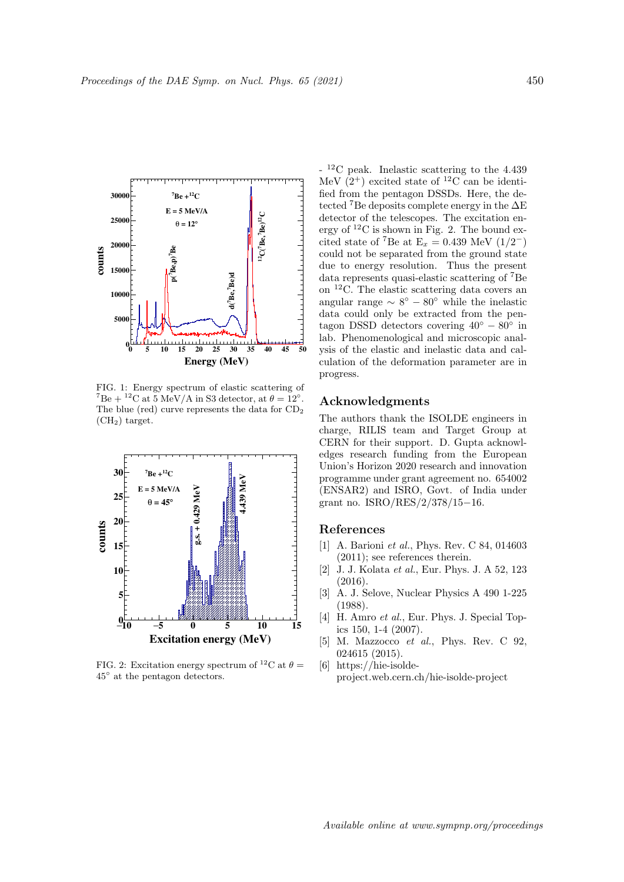$^7$Be + $^{12}$C

E = 5 MeV/A

θ = 12°

counts

Energy (MeV)

p($^7$Be,p)$^7$Be

d($^7$Be,$^7$Be)d

$^{12}$C($^7$Be,$^7$Be)$^{12}$C

0 5 10 15 20 25 30 35 40 45 50

0 5000 10000 15000 20000 25000 30000

FIG. 1: Energy spectrum of elastic scattering of $^7$Be + $^{12}$C at 5 MeV/A in S3 detector, at $\theta = 12°$. The blue (red) curve represents the data for $CD_2$ ($CH_2$) target.

$^7$Be +$^{12}$C

E = 5 MeV/A

θ = 45°

counts

Excitation energy (MeV)

g.s. + 0.429 MeV

4.439 MeV

−10 −5 0 5 10 15

0 5 10 15 20 25 30

FIG. 2: Excitation energy spectrum of $^{12}$C at $\theta = 45°$ at the pentagon detectors.

- $^{12}$C peak. Inelastic scattering to the 4.439 MeV ($2^+$) excited state of $^{12}$C can be identified from the pentagon DSSDs. Here, the detected $^7$Be deposits complete energy in the ΔE detector of the telescopes. The excitation energy of $^{12}$C is shown in Fig. 2. The bound excited state of $^7$Be at $E_x = 0.439$ MeV ($1/2^-$) could not be separated from the ground state due to energy resolution. Thus the present data represents quasi-elastic scattering of $^7$Be on $^{12}$C. The elastic scattering data covers an angular range $\sim 8° - 80°$ while the inelastic data could only be extracted from the pentagon DSSD detectors covering $40° - 80°$ in lab. Phenomenological and microscopic analysis of the elastic and inelastic data and calculation of the deformation parameter are in progress.

## Acknowledgments

The authors thank the ISOLDE engineers in charge, RILIS team and Target Group at CERN for their support. D. Gupta acknowledges research funding from the European Union's Horizon 2020 research and innovation programme under grant agreement no. 654002 (ENSAR2) and ISRO, Govt. of India under grant no. ISRO/RES/2/378/15−16.

## References

[1] A. Barioni *et al.*, Phys. Rev. C 84, 014603 (2011); see references therein.

[2] J. J. Kolata *et al.*, Eur. Phys. J. A 52, 123 (2016).

[3] A. J. Selove, Nuclear Physics A 490 1-225 (1988).

[4] H. Amro *et al.*, Eur. Phys. J. Special Topics 150, 1-4 (2007).

[5] M. Mazzocco *et al.*, Phys. Rev. C 92, 024615 (2015).

[6] https://hie-isolde-project.web.cern.ch/hie-isolde-project